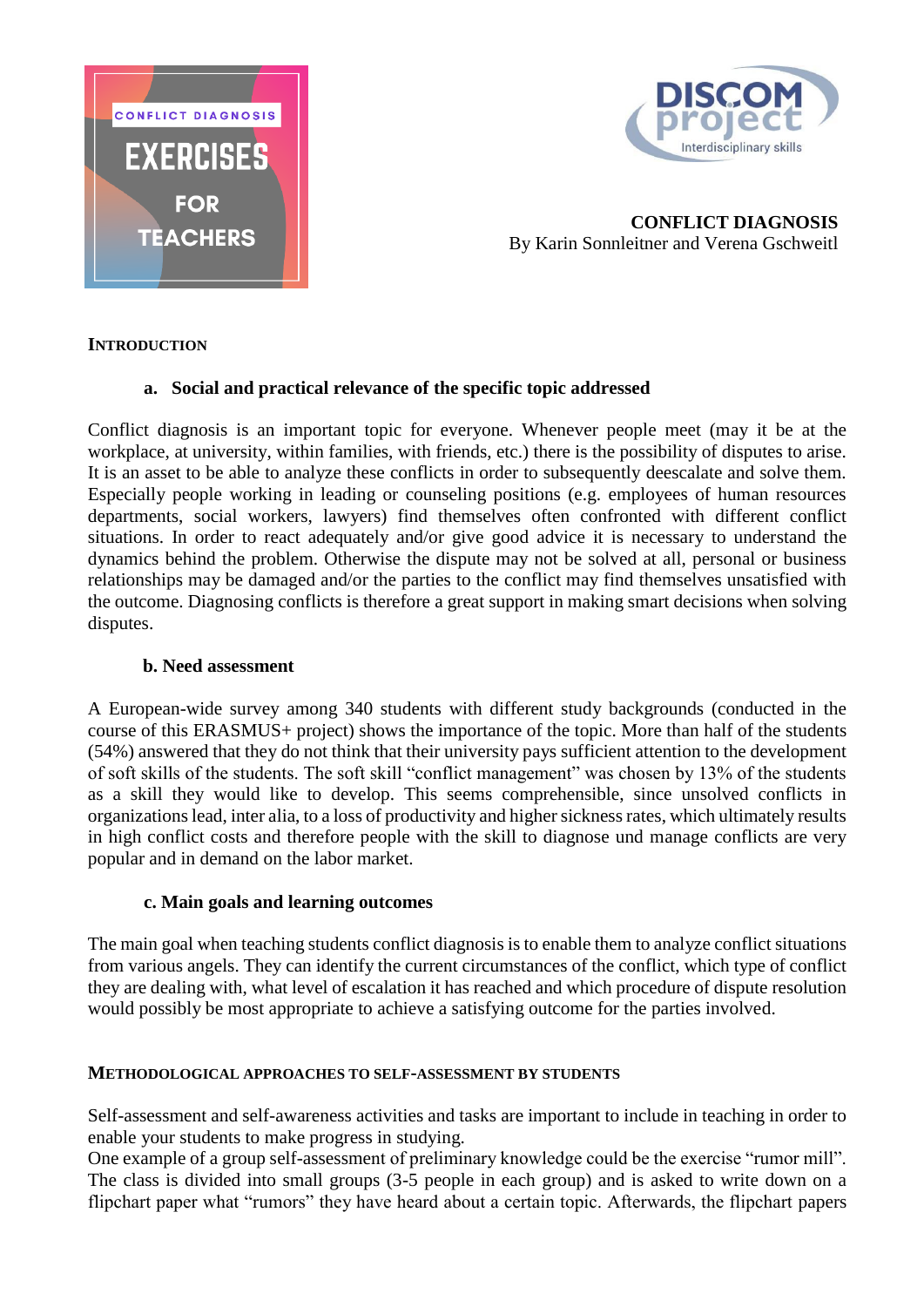CONFLICT DIAGNOSIS

EXERCISES FOR TEACHERS

DISCOM project

Interdisciplinary skills

**CONFLICT DIAGNOSIS**
By Karin Sonnleitner and Verena Gschweitl

## INTRODUCTION

### a. Social and practical relevance of the specific topic addressed

Conflict diagnosis is an important topic for everyone. Whenever people meet (may it be at the workplace, at university, within families, with friends, etc.) there is the possibility of disputes to arise. It is an asset to be able to analyze these conflicts in order to subsequently deescalate and solve them. Especially people working in leading or counseling positions (e.g. employees of human resources departments, social workers, lawyers) find themselves often confronted with different conflict situations. In order to react adequately and/or give good advice it is necessary to understand the dynamics behind the problem. Otherwise the dispute may not be solved at all, personal or business relationships may be damaged and/or the parties to the conflict may find themselves unsatisfied with the outcome. Diagnosing conflicts is therefore a great support in making smart decisions when solving disputes.

### b. Need assessment

A European-wide survey among 340 students with different study backgrounds (conducted in the course of this ERASMUS+ project) shows the importance of the topic. More than half of the students (54%) answered that they do not think that their university pays sufficient attention to the development of soft skills of the students. The soft skill "conflict management" was chosen by 13% of the students as a skill they would like to develop. This seems comprehensible, since unsolved conflicts in organizations lead, inter alia, to a loss of productivity and higher sickness rates, which ultimately results in high conflict costs and therefore people with the skill to diagnose und manage conflicts are very popular and in demand on the labor market.

### c. Main goals and learning outcomes

The main goal when teaching students conflict diagnosis is to enable them to analyze conflict situations from various angels. They can identify the current circumstances of the conflict, which type of conflict they are dealing with, what level of escalation it has reached and which procedure of dispute resolution would possibly be most appropriate to achieve a satisfying outcome for the parties involved.

## METHODOLOGICAL APPROACHES TO SELF-ASSESSMENT BY STUDENTS

Self-assessment and self-awareness activities and tasks are important to include in teaching in order to enable your students to make progress in studying.
One example of a group self-assessment of preliminary knowledge could be the exercise "rumor mill". The class is divided into small groups (3-5 people in each group) and is asked to write down on a flipchart paper what "rumors" they have heard about a certain topic. Afterwards, the flipchart papers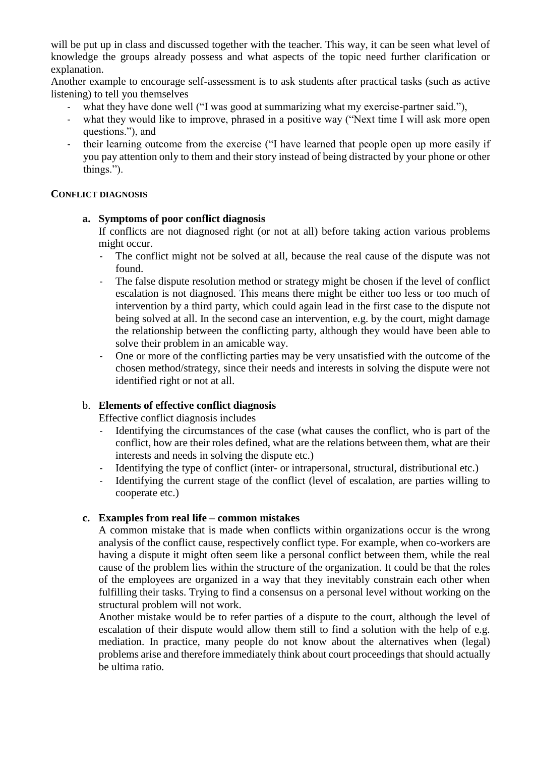will be put up in class and discussed together with the teacher. This way, it can be seen what level of knowledge the groups already possess and what aspects of the topic need further clarification or explanation.

Another example to encourage self-assessment is to ask students after practical tasks (such as active listening) to tell you themselves

- what they have done well ("I was good at summarizing what my exercise-partner said."),
- what they would like to improve, phrased in a positive way ("Next time I will ask more open questions."), and
- their learning outcome from the exercise ("I have learned that people open up more easily if you pay attention only to them and their story instead of being distracted by your phone or other things.").

## CONFLICT DIAGNOSIS

### a. Symptoms of poor conflict diagnosis

If conflicts are not diagnosed right (or not at all) before taking action various problems might occur.

- The conflict might not be solved at all, because the real cause of the dispute was not found.
- The false dispute resolution method or strategy might be chosen if the level of conflict escalation is not diagnosed. This means there might be either too less or too much of intervention by a third party, which could again lead in the first case to the dispute not being solved at all. In the second case an intervention, e.g. by the court, might damage the relationship between the conflicting party, although they would have been able to solve their problem in an amicable way.
- One or more of the conflicting parties may be very unsatisfied with the outcome of the chosen method/strategy, since their needs and interests in solving the dispute were not identified right or not at all.

### b. Elements of effective conflict diagnosis

Effective conflict diagnosis includes

- Identifying the circumstances of the case (what causes the conflict, who is part of the conflict, how are their roles defined, what are the relations between them, what are their interests and needs in solving the dispute etc.)
- Identifying the type of conflict (inter- or intrapersonal, structural, distributional etc.)
- Identifying the current stage of the conflict (level of escalation, are parties willing to cooperate etc.)

### c. Examples from real life – common mistakes

A common mistake that is made when conflicts within organizations occur is the wrong analysis of the conflict cause, respectively conflict type. For example, when co-workers are having a dispute it might often seem like a personal conflict between them, while the real cause of the problem lies within the structure of the organization. It could be that the roles of the employees are organized in a way that they inevitably constrain each other when fulfilling their tasks. Trying to find a consensus on a personal level without working on the structural problem will not work.

Another mistake would be to refer parties of a dispute to the court, although the level of escalation of their dispute would allow them still to find a solution with the help of e.g. mediation. In practice, many people do not know about the alternatives when (legal) problems arise and therefore immediately think about court proceedings that should actually be ultima ratio.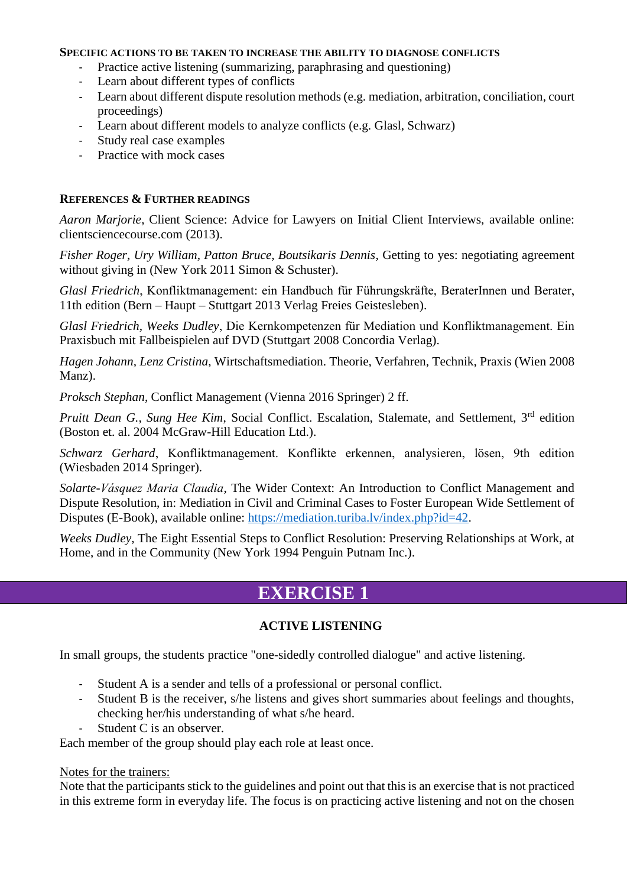**SPECIFIC ACTIONS TO BE TAKEN TO INCREASE THE ABILITY TO DIAGNOSE CONFLICTS**

- Practice active listening (summarizing, paraphrasing and questioning)
- Learn about different types of conflicts
- Learn about different dispute resolution methods (e.g. mediation, arbitration, conciliation, court proceedings)
- Learn about different models to analyze conflicts (e.g. Glasl, Schwarz)
- Study real case examples
- Practice with mock cases

**REFERENCES & FURTHER READINGS**

*Aaron Marjorie*, Client Science: Advice for Lawyers on Initial Client Interviews, available online: clientsciencecourse.com (2013).

*Fisher Roger, Ury William, Patton Bruce, Boutsikaris Dennis*, Getting to yes: negotiating agreement without giving in (New York 2011 Simon & Schuster).

*Glasl Friedrich*, Konfliktmanagement: ein Handbuch für Führungskräfte, BeraterInnen und Berater, 11th edition (Bern – Haupt – Stuttgart 2013 Verlag Freies Geistesleben).

*Glasl Friedrich, Weeks Dudley*, Die Kernkompetenzen für Mediation und Konfliktmanagement. Ein Praxisbuch mit Fallbeispielen auf DVD (Stuttgart 2008 Concordia Verlag).

*Hagen Johann, Lenz Cristina*, Wirtschaftsmediation. Theorie, Verfahren, Technik, Praxis (Wien 2008 Manz).

*Proksch Stephan*, Conflict Management (Vienna 2016 Springer) 2 ff.

*Pruitt Dean G., Sung Hee Kim*, Social Conflict. Escalation, Stalemate, and Settlement, 3rd edition (Boston et. al. 2004 McGraw-Hill Education Ltd.).

*Schwarz Gerhard*, Konfliktmanagement. Konflikte erkennen, analysieren, lösen, 9th edition (Wiesbaden 2014 Springer).

*Solarte-Vásquez Maria Claudia*, The Wider Context: An Introduction to Conflict Management and Dispute Resolution, in: Mediation in Civil and Criminal Cases to Foster European Wide Settlement of Disputes (E-Book), available online: https://mediation.turiba.lv/index.php?id=42.

*Weeks Dudley*, The Eight Essential Steps to Conflict Resolution: Preserving Relationships at Work, at Home, and in the Community (New York 1994 Penguin Putnam Inc.).

# EXERCISE 1

## ACTIVE LISTENING

In small groups, the students practice "one-sidedly controlled dialogue" and active listening.

- Student A is a sender and tells of a professional or personal conflict.
- Student B is the receiver, s/he listens and gives short summaries about feelings and thoughts, checking her/his understanding of what s/he heard.
- Student C is an observer.

Each member of the group should play each role at least once.

Notes for the trainers:

Note that the participants stick to the guidelines and point out that this is an exercise that is not practiced in this extreme form in everyday life. The focus is on practicing active listening and not on the chosen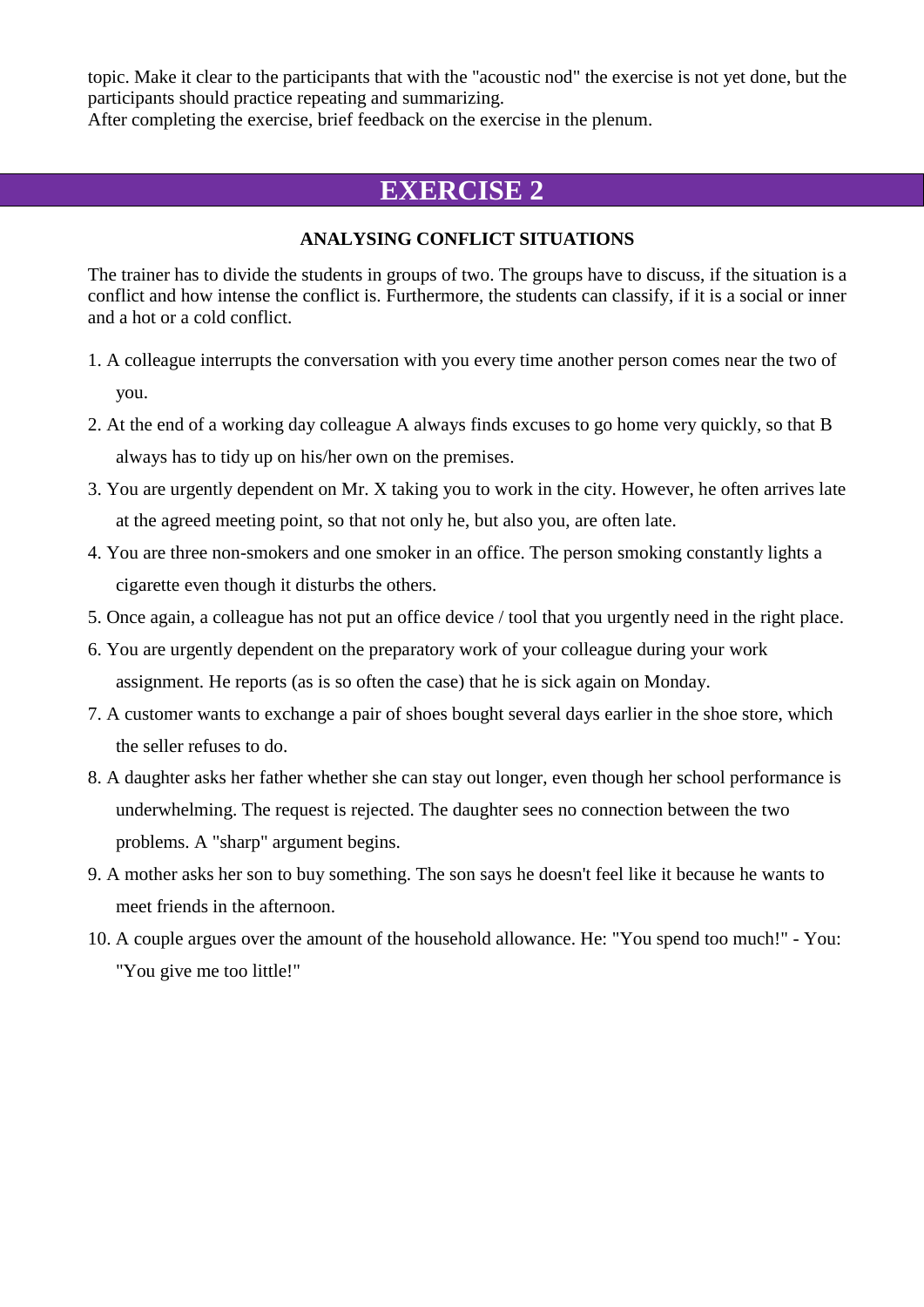topic. Make it clear to the participants that with the "acoustic nod" the exercise is not yet done, but the participants should practice repeating and summarizing.
After completing the exercise, brief feedback on the exercise in the plenum.

# EXERCISE 2

### ANALYSING CONFLICT SITUATIONS

The trainer has to divide the students in groups of two. The groups have to discuss, if the situation is a conflict and how intense the conflict is. Furthermore, the students can classify, if it is a social or inner and a hot or a cold conflict.

1. A colleague interrupts the conversation with you every time another person comes near the two of you.
2. At the end of a working day colleague A always finds excuses to go home very quickly, so that B always has to tidy up on his/her own on the premises.
3. You are urgently dependent on Mr. X taking you to work in the city. However, he often arrives late at the agreed meeting point, so that not only he, but also you, are often late.
4. You are three non-smokers and one smoker in an office. The person smoking constantly lights a cigarette even though it disturbs the others.
5. Once again, a colleague has not put an office device / tool that you urgently need in the right place.
6. You are urgently dependent on the preparatory work of your colleague during your work assignment. He reports (as is so often the case) that he is sick again on Monday.
7. A customer wants to exchange a pair of shoes bought several days earlier in the shoe store, which the seller refuses to do.
8. A daughter asks her father whether she can stay out longer, even though her school performance is underwhelming. The request is rejected. The daughter sees no connection between the two problems. A "sharp" argument begins.
9. A mother asks her son to buy something. The son says he doesn't feel like it because he wants to meet friends in the afternoon.
10. A couple argues over the amount of the household allowance. He: "You spend too much!" - You: "You give me too little!"